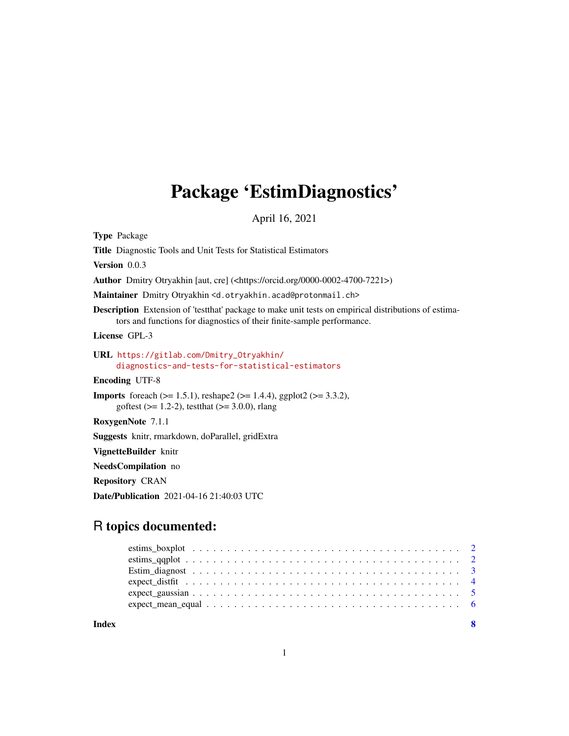# Package 'EstimDiagnostics'

April 16, 2021

**Type** Package

**Title** Diagnostic Tools and Unit Tests for Statistical Estimators

**Version** 0.0.3

**Author** Dmitry Otryakhin [aut, cre] (<https://orcid.org/0000-0002-4700-7221>)

**Maintainer** Dmitry Otryakhin <d.otryakhin.acad@protonmail.ch>

**Description** Extension of 'testthat' package to make unit tests on empirical distributions of estimators and functions for diagnostics of their finite-sample performance.

**License** GPL-3

**URL** https://gitlab.com/Dmitry_Otryakhin/diagnostics-and-tests-for-statistical-estimators

**Encoding** UTF-8

**Imports** foreach (>= 1.5.1), reshape2 (>= 1.4.4), ggplot2 (>= 3.3.2), goftest (>= 1.2-2), testthat (>= 3.0.0), rlang

**RoxygenNote** 7.1.1

**Suggests** knitr, rmarkdown, doParallel, gridExtra

**VignetteBuilder** knitr

**NeedsCompilation** no

**Repository** CRAN

**Date/Publication** 2021-04-16 21:40:03 UTC

## R topics documented:

- estims_boxplot . . . . . . . . . . . . . . . . . . . . . . . . . . . . . . . . . . . . . . . . . 2
- estims_qqplot . . . . . . . . . . . . . . . . . . . . . . . . . . . . . . . . . . . . . . . . . 2
- Estim_diagnost . . . . . . . . . . . . . . . . . . . . . . . . . . . . . . . . . . . . . . . . . 3
- expect_distfit . . . . . . . . . . . . . . . . . . . . . . . . . . . . . . . . . . . . . . . . . 4
- expect_gaussian . . . . . . . . . . . . . . . . . . . . . . . . . . . . . . . . . . . . . . . . . 5
- expect_mean_equal . . . . . . . . . . . . . . . . . . . . . . . . . . . . . . . . . . . . . . . . . 6

**Index** 8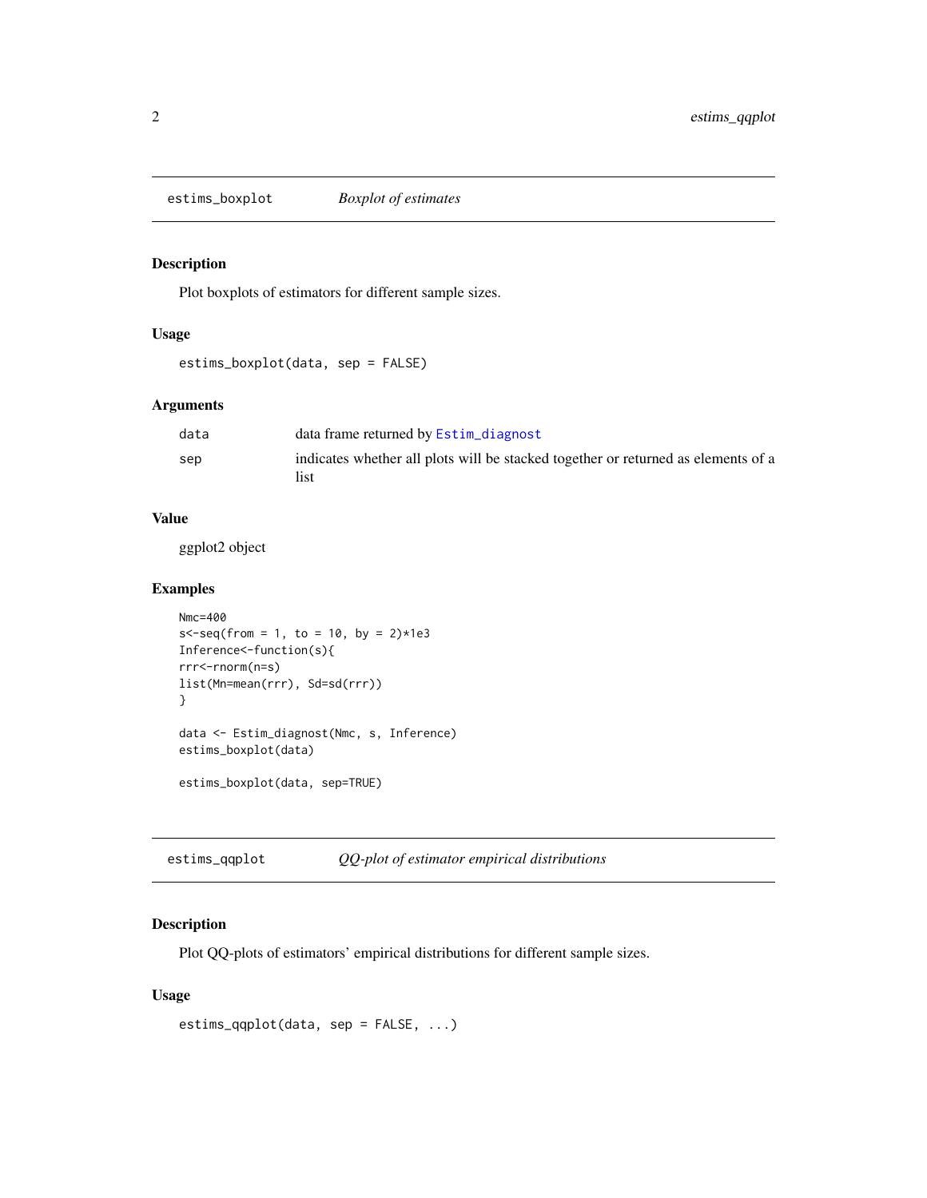## estims_boxplot *Boxplot of estimates*

### Description

Plot boxplots of estimators for different sample sizes.

### Usage

```
estims_boxplot(data, sep = FALSE)
```

### Arguments

| | |
|---|---|
| data | data frame returned by Estim_diagnost |
| sep | indicates whether all plots will be stacked together or returned as elements of a list |

### Value

ggplot2 object

### Examples

```
Nmc=400
s<-seq(from = 1, to = 10, by = 2)*1e3
Inference<-function(s){
rrr<-rnorm(n=s)
list(Mn=mean(rrr), Sd=sd(rrr))
}

data <- Estim_diagnost(Nmc, s, Inference)
estims_boxplot(data)

estims_boxplot(data, sep=TRUE)
```

## estims_qqplot *QQ-plot of estimator empirical distributions*

### Description

Plot QQ-plots of estimators' empirical distributions for different sample sizes.

### Usage

```
estims_qqplot(data, sep = FALSE, ...)
```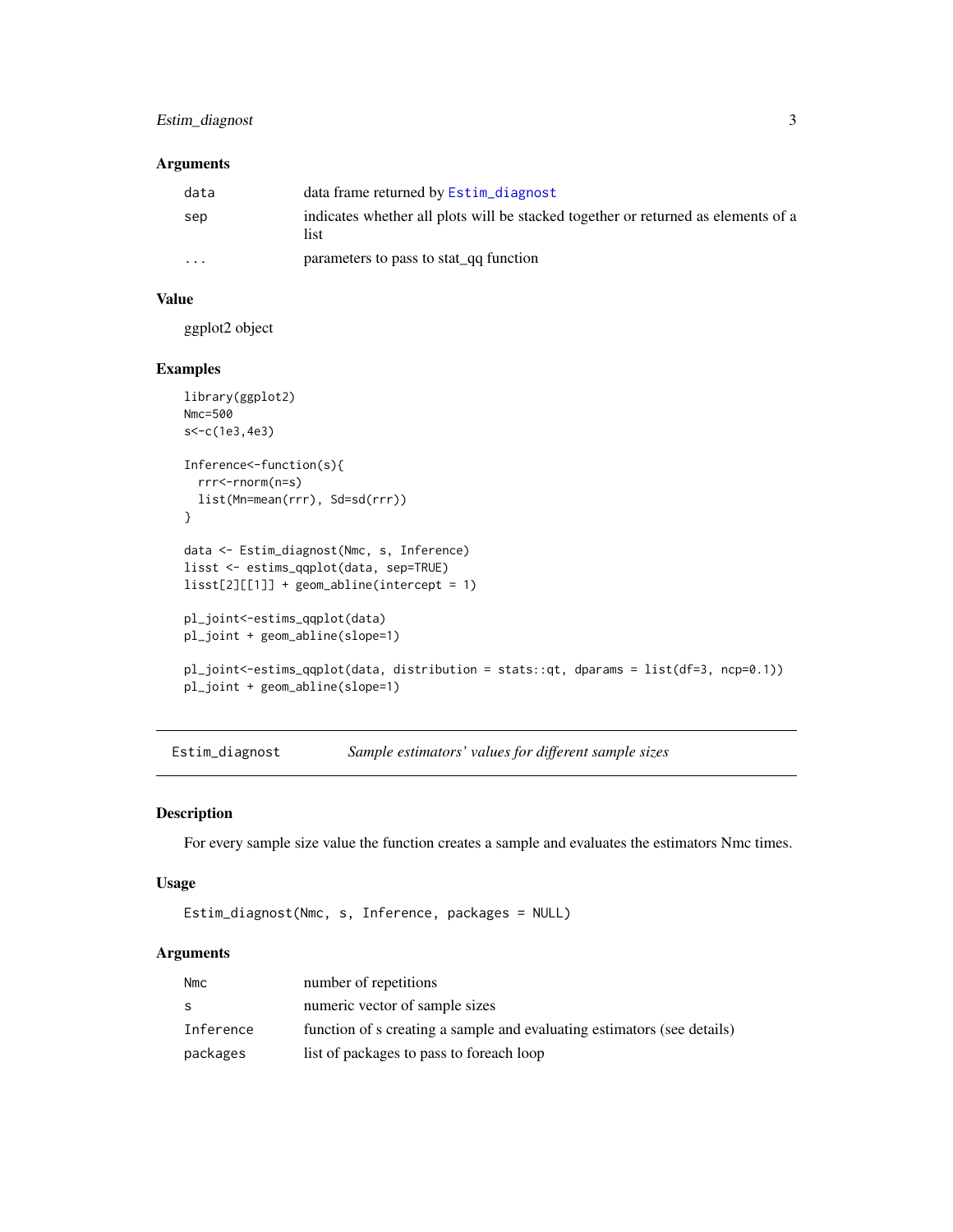### Arguments

| | |
|---|---|
| data | data frame returned by Estim_diagnost |
| sep | indicates whether all plots will be stacked together or returned as elements of a list |
| ... | parameters to pass to stat_qq function |

### Value

ggplot2 object

### Examples

```
library(ggplot2)
Nmc=500
s<-c(1e3,4e3)

Inference<-function(s){
  rrr<-rnorm(n=s)
  list(Mn=mean(rrr), Sd=sd(rrr))
}

data <- Estim_diagnost(Nmc, s, Inference)
lisst <- estims_qqplot(data, sep=TRUE)
lisst[2][[1]] + geom_abline(intercept = 1)

pl_joint<-estims_qqplot(data)
pl_joint + geom_abline(slope=1)

pl_joint<-estims_qqplot(data, distribution = stats::qt, dparams = list(df=3, ncp=0.1))
pl_joint + geom_abline(slope=1)
```

---

## Estim_diagnost *Sample estimators' values for different sample sizes*

---

### Description

For every sample size value the function creates a sample and evaluates the estimators Nmc times.

### Usage

```
Estim_diagnost(Nmc, s, Inference, packages = NULL)
```

### Arguments

| | |
|---|---|
| Nmc | number of repetitions |
| s | numeric vector of sample sizes |
| Inference | function of s creating a sample and evaluating estimators (see details) |
| packages | list of packages to pass to foreach loop |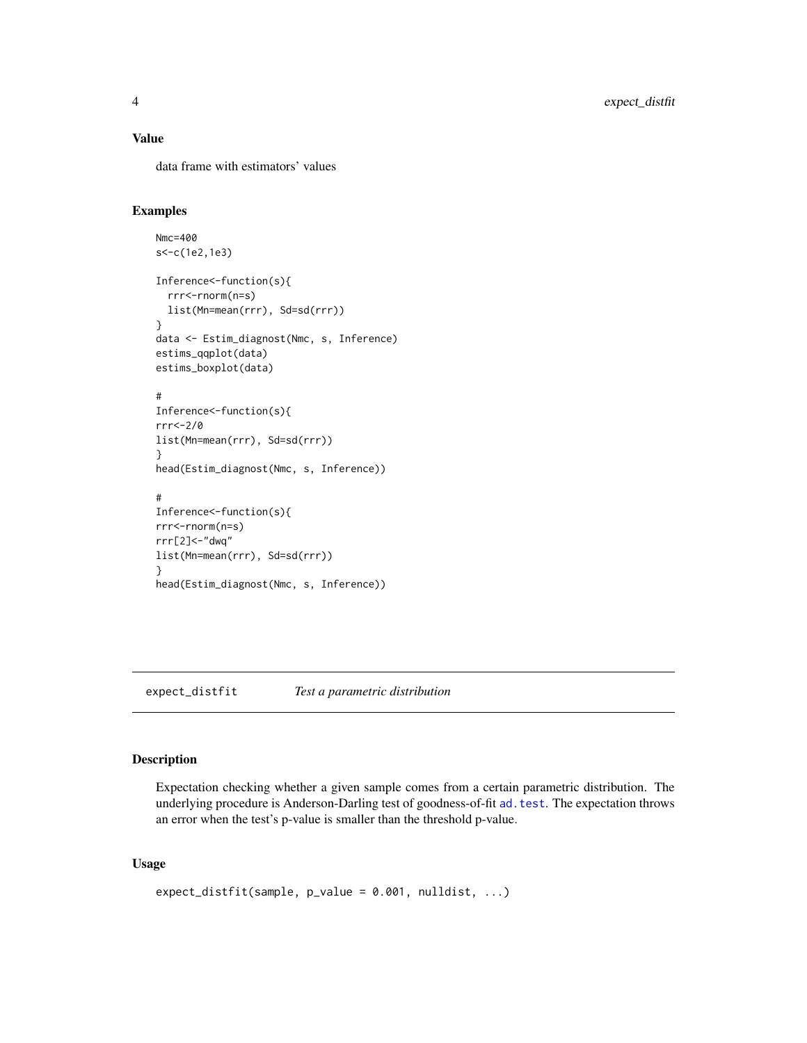## Value

data frame with estimators' values

## Examples

```
Nmc=400
s<-c(1e2,1e3)

Inference<-function(s){
  rrr<-rnorm(n=s)
  list(Mn=mean(rrr), Sd=sd(rrr))
}
data <- Estim_diagnost(Nmc, s, Inference)
estims_qqplot(data)
estims_boxplot(data)

#
Inference<-function(s){
rrr<-2/0
list(Mn=mean(rrr), Sd=sd(rrr))
}
head(Estim_diagnost(Nmc, s, Inference))

#
Inference<-function(s){
rrr<-rnorm(n=s)
rrr[2]<-"dwq"
list(Mn=mean(rrr), Sd=sd(rrr))
}
head(Estim_diagnost(Nmc, s, Inference))
```

---

# expect_distfit *Test a parametric distribution*

---

## Description

Expectation checking whether a given sample comes from a certain parametric distribution. The underlying procedure is Anderson-Darling test of goodness-of-fit `ad.test`. The expectation throws an error when the test's p-value is smaller than the threshold p-value.

## Usage

```
expect_distfit(sample, p_value = 0.001, nulldist, ...)
```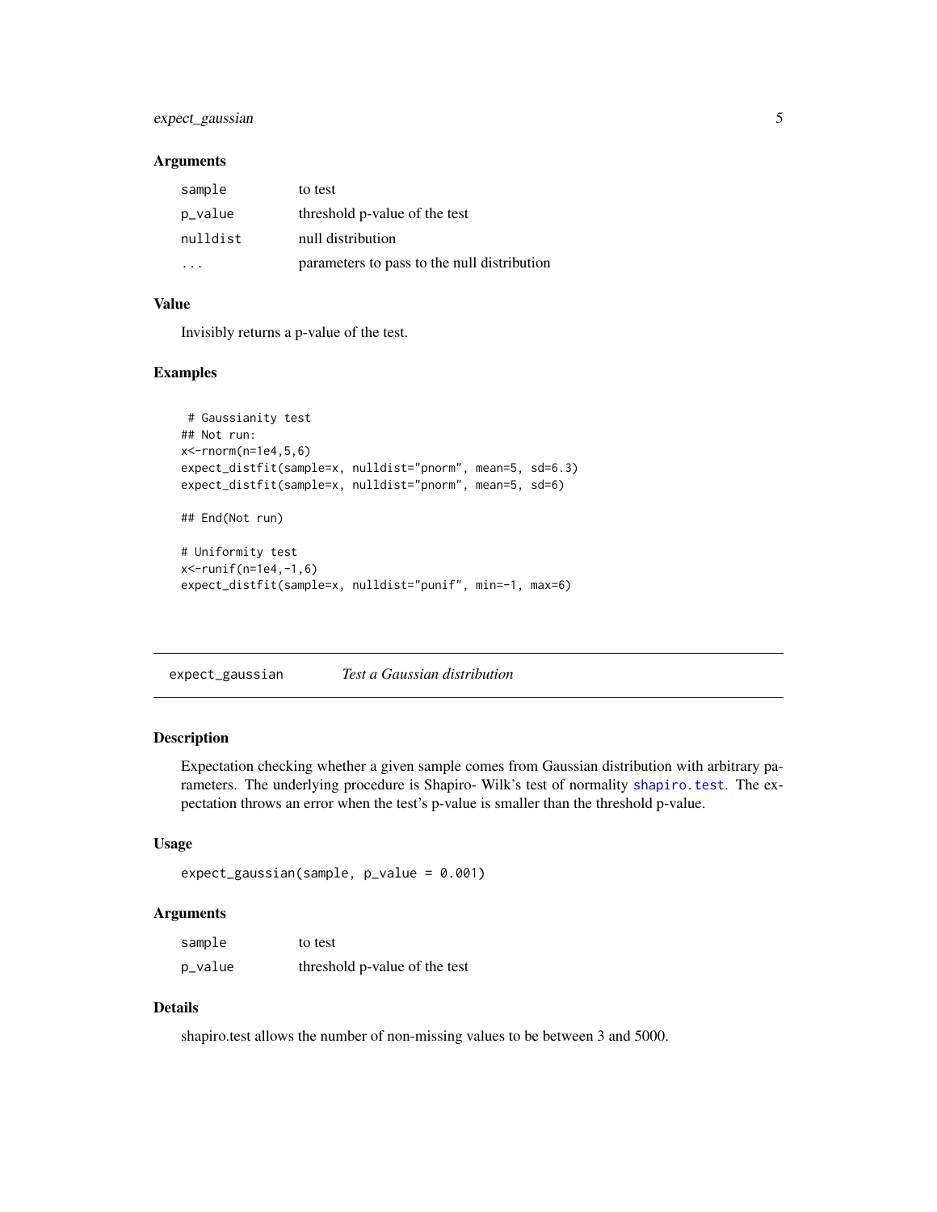### Arguments

| | |
|---|---|
| sample | to test |
| p_value | threshold p-value of the test |
| nulldist | null distribution |
| ... | parameters to pass to the null distribution |

### Value

Invisibly returns a p-value of the test.

### Examples

```
 # Gaussianity test
## Not run:
x<-rnorm(n=1e4,5,6)
expect_distfit(sample=x, nulldist="pnorm", mean=5, sd=6.3)
expect_distfit(sample=x, nulldist="pnorm", mean=5, sd=6)

## End(Not run)

# Uniformity test
x<-runif(n=1e4,-1,6)
expect_distfit(sample=x, nulldist="punif", min=-1, max=6)
```

---

## expect_gaussian    *Test a Gaussian distribution*

---

### Description

Expectation checking whether a given sample comes from Gaussian distribution with arbitrary parameters. The underlying procedure is Shapiro- Wilk's test of normality `shapiro.test`. The expectation throws an error when the test's p-value is smaller than the threshold p-value.

### Usage

```
expect_gaussian(sample, p_value = 0.001)
```

### Arguments

| | |
|---|---|
| sample | to test |
| p_value | threshold p-value of the test |

### Details

shapiro.test allows the number of non-missing values to be between 3 and 5000.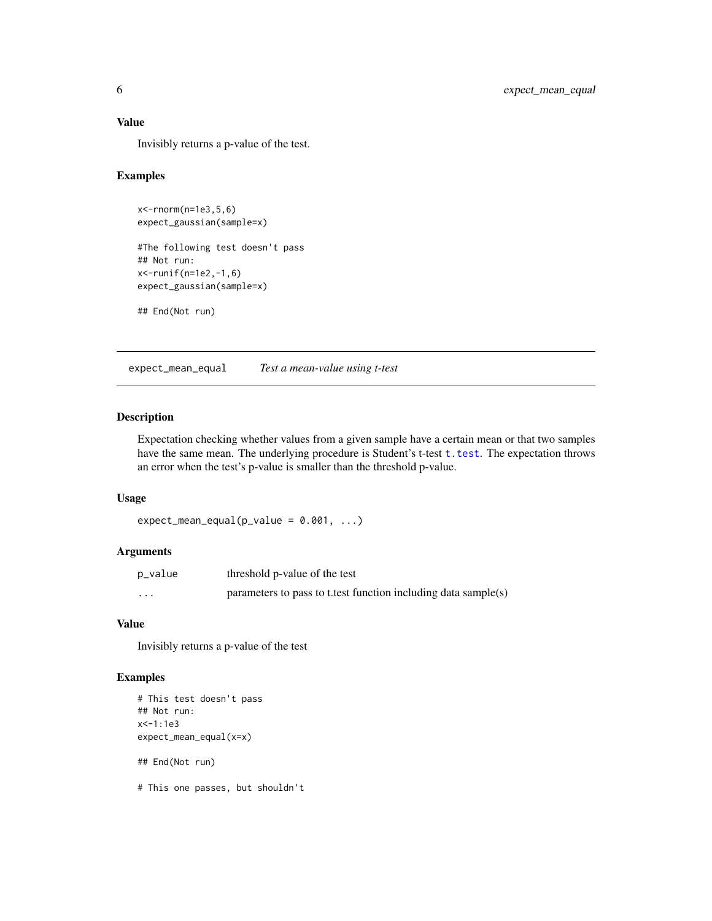### Value

Invisibly returns a p-value of the test.

### Examples

```
x<-rnorm(n=1e3,5,6)
expect_gaussian(sample=x)

#The following test doesn't pass
## Not run:
x<-runif(n=1e2,-1,6)
expect_gaussian(sample=x)

## End(Not run)
```

---

## expect_mean_equal &nbsp;&nbsp;&nbsp; *Test a mean-value using t-test*

---

### Description

Expectation checking whether values from a given sample have a certain mean or that two samples have the same mean. The underlying procedure is Student's t-test `t.test`. The expectation throws an error when the test's p-value is smaller than the threshold p-value.

### Usage

```
expect_mean_equal(p_value = 0.001, ...)
```

### Arguments

| | |
|---|---|
| `p_value` | threshold p-value of the test |
| `...` | parameters to pass to t.test function including data sample(s) |

### Value

Invisibly returns a p-value of the test

### Examples

```
# This test doesn't pass
## Not run:
x<-1:1e3
expect_mean_equal(x=x)

## End(Not run)

# This one passes, but shouldn't
```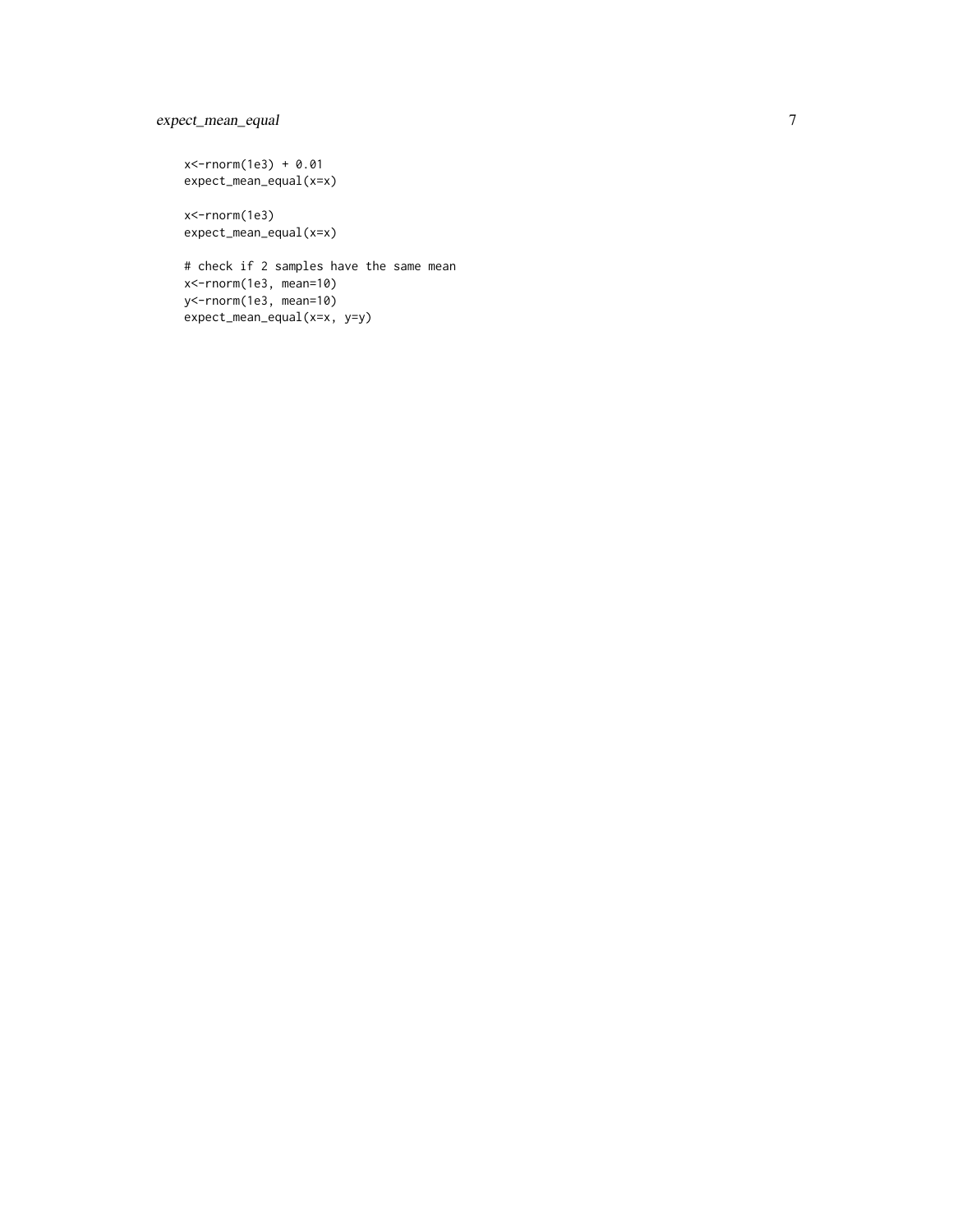```
x<-rnorm(1e3) + 0.01
expect_mean_equal(x=x)

x<-rnorm(1e3)
expect_mean_equal(x=x)

# check if 2 samples have the same mean
x<-rnorm(1e3, mean=10)
y<-rnorm(1e3, mean=10)
expect_mean_equal(x=x, y=y)
```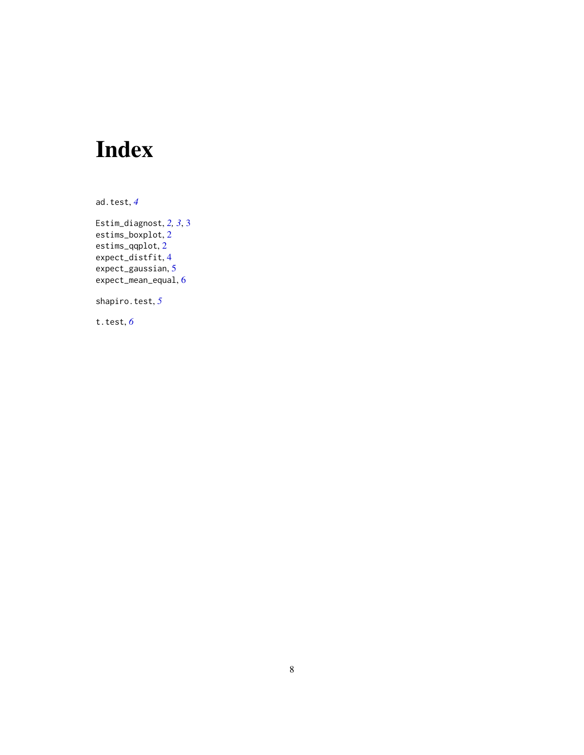# Index

ad.test, *4*

Estim_diagnost, *2, 3*, 3
estims_boxplot, 2
estims_qqplot, 2
expect_distfit, 4
expect_gaussian, 5
expect_mean_equal, 6

shapiro.test, *5*

t.test, *6*